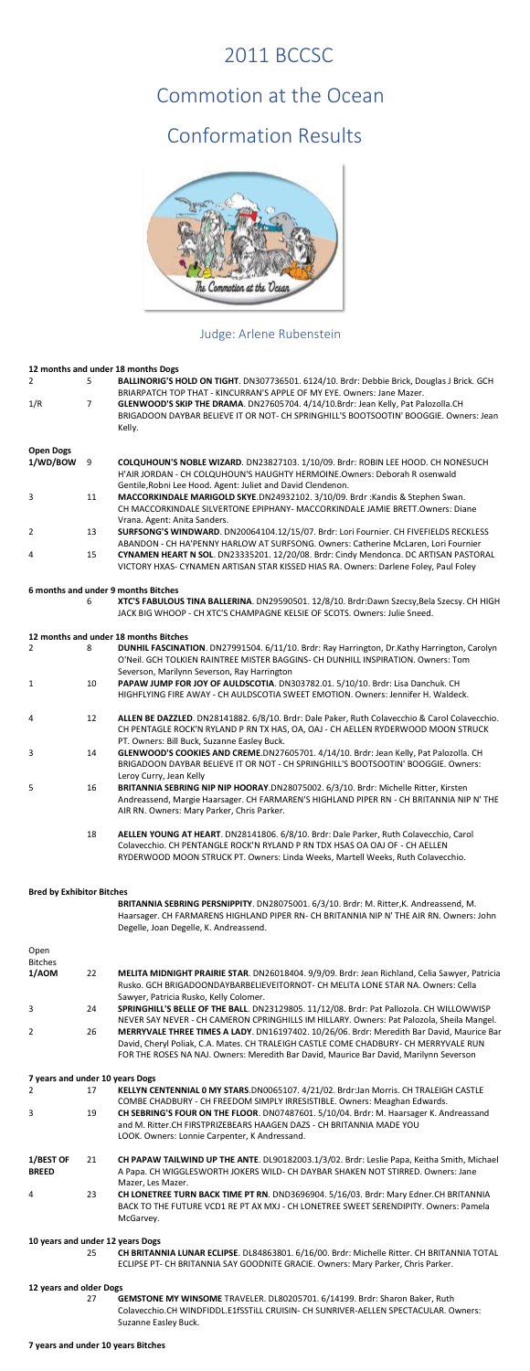# 2011 BCCSC

# Commotion at the Ocean

# Conformation Results

## Judge: Arlene Rubenstein

### 12 months and under 18 months Dogs

| Placement | Armband | Entry |
|---|---|---|
| 2 | 5 | **BALLINORIG'S HOLD ON TIGHT**. DN307736501. 6124/10. Brdr: Debbie Brick, Douglas J Brick. GCH BRIARPATCH TOP THAT - KINCURRAN'S APPLE OF MY EYE. Owners: Jane Mazer. |
| 1/R | 7 | **GLENWOOD'S SKIP THE DRAMA**. DN27605704. 4/14/10.Brdr: Jean Kelly, Pat Palozolla.CH BRIGADOON DAYBAR BELIEVE IT OR NOT- CH SPRINGHILL'S BOOTSOOTIN' BOOGGIE. Owners: Jean Kelly. |

### Open Dogs

| Placement | Armband | Entry |
|---|---|---|
| 1/WD/BOW | 9 | **COLQUHOUN'S NOBLE WIZARD**. DN23827103. 1/10/09. Brdr: ROBIN LEE HOOD. CH NONESUCH H'AIR JORDAN - CH COLQUHOUN'S HAUGHTY HERMOINE.Owners: Deborah R osenwald Gentile,Robni Lee Hood. Agent: Juliet and David Clendenon. |
| 3 | 11 | **MACCORKINDALE MARIGOLD SKYE**.DN24932102. 3/10/09. Brdr :Kandis & Stephen Swan. CH MACCORKINDALE SILVERTONE EPIPHANY- MACCORKINDALE JAMIE BRETT.Owners: Diane Vrana. Agent: Anita Sanders. |
| 2 | 13 | **SURFSONG'S WINDWARD**. DN20064104.12/15/07. Brdr: Lori Fournier. CH FIVEFIELDS RECKLESS ABANDON - CH HA'PENNY HARLOW AT SURFSONG. Owners: Catherine McLaren, Lori Fournier |
| 4 | 15 | **CYNAMEN HEART N SOL**. DN23335201. 12/20/08. Brdr: Cindy Mendonca. DC ARTISAN PASTORAL VICTORY HXAS- CYNAMEN ARTISAN STAR KISSED HIAS RA. Owners: Darlene Foley, Paul Foley |

### 6 months and under 9 months Bitches

| Placement | Armband | Entry |
|---|---|---|
| | 6 | **XTC'S FABULOUS TINA BALLERINA**. DN29590501. 12/8/10. Brdr:Dawn Szecsy,Bela Szecsy. CH HIGH JACK BIG WHOOP - CH XTC'S CHAMPAGNE KELSIE OF SCOTS. Owners: Julie Sneed. |

### 12 months and under 18 months Bitches

| Placement | Armband | Entry |
|---|---|---|
| 2 | 8 | **DUNHIL FASCINATION**. DN27991504. 6/11/10. Brdr: Ray Harrington, Dr.Kathy Harrington, Carolyn O'Neil. GCH TOLKIEN RAINTREE MISTER BAGGINS- CH DUNHILL INSPIRATION. Owners: Tom Severson, Marilynn Severson, Ray Harrington |
| 1 | 10 | **PAPAW JUMP FOR JOY OF AULDSCOTIA**. DN303782.01. 5/10/10. Brdr: Lisa Danchuk. CH HIGHFLYING FIRE AWAY - CH AULDSCOTIA SWEET EMOTION. Owners: Jennifer H. Waldeck. |
| 4 | 12 | **ALLEN BE DAZZLED**. DN28141882. 6/8/10. Brdr: Dale Paker, Ruth Colavecchio & Carol Colavecchio. CH PENTAGLE ROCK'N RYLAND P RN TX HAS, OA, OAJ - CH AELLEN RYDERWOOD MOON STRUCK PT. Owners: Bill Buck, Suzanne Easley Buck. |
| 3 | 14 | **GLENWOOD'S COOKIES AND CREME**.DN27605706. 4/14/10. Brdr: Jean Kelly, Pat Palozolla. CH BRIGADOON DAYBAR BELIEVE IT OR NOT - CH SPRINGHILL'S BOOTSOOTIN' BOOGGIE. Owners: Leroy Curry, Jean Kelly |
| 5 | 16 | **BRITANNIA SEBRING NIP NIP HOORAY**.DN28075002. 6/3/10. Brdr: Michelle Ritter, Kirsten Andreassend, Margie Haarsager. CH FARMAREN'S HIGHLAND PIPER RN - CH BRITANNIA NIP N' THE AIR RN. Owners: Mary Parker, Chris Parker. |
| | 18 | **AELLEN YOUNG AT HEART**. DN28141806. 6/8/10. Brdr: Dale Parker, Ruth Colavecchio, Carol Colavecchio. CH PENTANGLE ROCK'N RYLAND P RN TDX HSAS OA OAJ OF - CH AELLEN RYDERWOOD MOON STRUCK PT. Owners: Linda Weeks, Martell Weeks, Ruth Colavecchio. |

### Bred by Exhibitor Bitches

| Placement | Armband | Entry |
|---|---|---|
| | | **BRITANNIA SEBRING PERSNIPPITY**. DN28075001. 6/3/10. Brdr: M. Ritter,K. Andreassend, M. Haarsager. CH FARMARENS HIGHLAND PIPER RN- CH BRITANNIA NIP N' THE AIR RN. Owners: John Degelle, Joan Degelle, K. Andreassend. |

### Open Bitches

| Placement | Armband | Entry |
|---|---|---|
| 1/AOM | 22 | **MELITA MIDNIGHT PRAIRIE STAR**. DN26018404. 9/9/09. Brdr: Jean Richland, Celia Sawyer, Patricia Rusko. GCH BRIGADOONDAYBARBELIEVEITORNOT- CH MELITA LONE STAR NA. Owners: Cella Sawyer, Patricia Rusko, Kelly Colomer. |
| 3 | 24 | **SPRINGHILL'S BELLE OF THE BALL**. DN23129805. 11/12/08. Brdr: Pat Pallozola. CH WILLOWWISP NEVER SAY NEVER - CH CAMERON CPRINGHILLS IM HILLARY. Owners: Pat Palozola, Sheila Mangel. |
| 2 | 26 | **MERRYVALE THREE TIMES A LADY**. DN16197402. 10/26/06. Brdr: Meredith Bar David, Maurice Bar David, Cheryl Poliak, C.A. Mates. CH TRALEIGH CASTLE COME CHADBURY- CH MERRYVALE RUN FOR THE ROSES NA NAJ. Owners: Meredith Bar David, Maurice Bar David, Marilynn Severson |

### 7 years and under 10 years Dogs

| Placement | Armband | Entry |
|---|---|---|
| 2 | 17 | **KELLYN CENTENNIAL 0 MY STARS**.DN0065107. 4/21/02. Brdr:Jan Morris. CH TRALEIGH CASTLE COMBE CHADBURY - CH FREEDOM SIMPLY IRRESISTIBLE. Owners: Meaghan Edwards. |
| 3 | 19 | **CH SEBRING'S FOUR ON THE FLOOR**. DN07487601. 5/10/04. Brdr: M. Haarsager K. Andreassand and M. Ritter.CH FIRSTPRIZEBEARS HAAGEN DAZS - CH BRITANNIA MADE YOU LOOK. Owners: Lonnie Carpenter, K Andressand. |
| 1/BEST OF BREED | 21 | **CH PAPAW TAILWIND UP THE ANTE**. DL90182003.1/3/02. Brdr: Leslie Papa, Keitha Smith, Michael A Papa. CH WIGGLESWORTH JOKERS WILD- CH DAYBAR SHAKEN NOT STIRRED. Owners: Jane Mazer, Les Mazer. |
| 4 | 23 | **CH LONETREE TURN BACK TIME PT RN**. DND3696904. 5/16/03. Brdr: Mary Edner.CH BRITANNIA BACK TO THE FUTURE VCD1 RE PT AX MXJ - CH LONETREE SWEET SERENDIPITY. Owners: Pamela McGarvey. |

### 10 years and under 12 years Dogs

| Placement | Armband | Entry |
|---|---|---|
| | 25 | **CH BRITANNIA LUNAR ECLIPSE**. DL84863801. 6/16/00. Brdr: Michelle Ritter. CH BRITANNIA TOTAL ECLIPSE PT- CH BRITANNIA SAY GOODNITE GRACIE. Owners: Mary Parker, Chris Parker. |

### 12 years and older Dogs

| Placement | Armband | Entry |
|---|---|---|
| | 27 | **GEMSTONE MY WINSOME** TRAVELER. DL80205701. 6/14199. Brdr: Sharon Baker, Ruth Colavecchio.CH WINDFIDDL.E1fSSTILL CRUISIN- CH SUNRIVER-AELLEN SPECTACULAR. Owners: Suzanne Easley Buck. |

### 7 years and under 10 years Bitches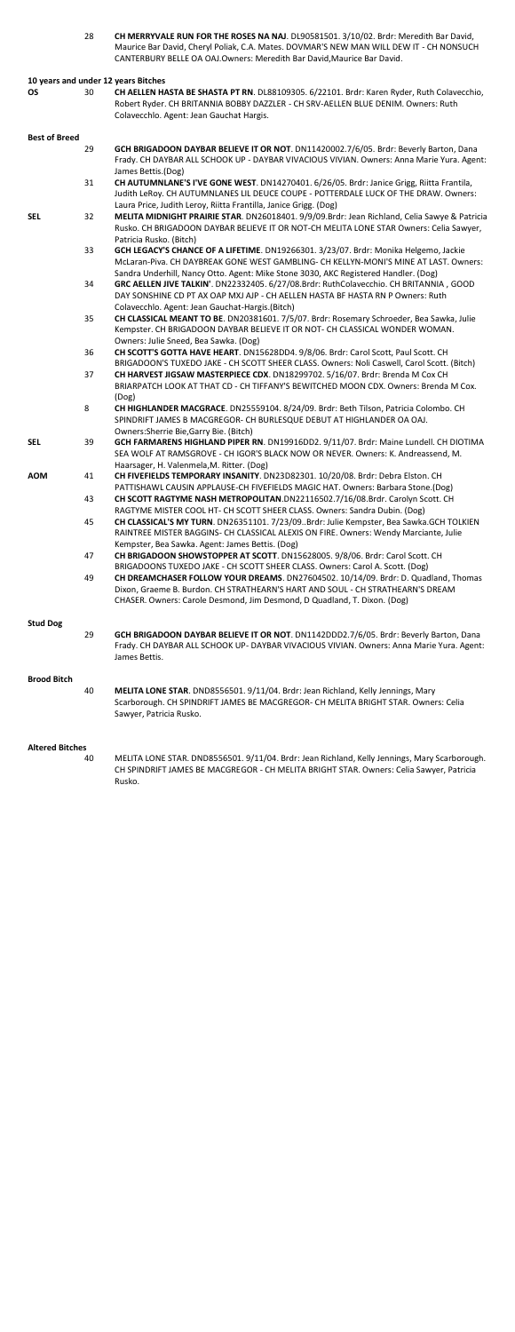28 **CH MERRYVALE RUN FOR THE ROSES NA NAJ**. DL90581501. 3/10/02. Brdr: Meredith Bar David, Maurice Bar David, Cheryl Poliak, C.A. Mates. DOVMAR'S NEW MAN WILL DEW IT - CH NONSUCH CANTERBURY BELLE OA OAJ.Owners: Meredith Bar David,Maurice Bar David.

**10 years and under 12 years Bitches**

**OS** 30 **CH AELLEN HASTA BE SHASTA PT RN**. DL88109305. 6/22101. Brdr: Karen Ryder, Ruth Colavecchio, Robert Ryder. CH BRITANNIA BOBBY DAZZLER - CH SRV-AELLEN BLUE DENIM. Owners: Ruth Colavecchlo. Agent: Jean Gauchat Hargis.

**Best of Breed**

29 **GCH BRIGADOON DAYBAR BELIEVE IT OR NOT**. DN11420002.7/6/05. Brdr: Beverly Barton, Dana Frady. CH DAYBAR ALL SCHOOK UP - DAYBAR VIVACIOUS VIVIAN. Owners: Anna Marie Yura. Agent: James Bettis.(Dog)

31 **CH AUTUMNLANE'S I'VE GONE WEST**. DN14270401. 6/26/05. Brdr: Janice Grigg, Riitta Frantila, Judith LeRoy. CH AUTUMNLANES LIL DEUCE COUPE - POTTERDALE LUCK OF THE DRAW. Owners: Laura Price, Judith Leroy, Riitta Frantilla, Janice Grigg. (Dog)

**SEL** 32 **MELITA MIDNIGHT PRAIRIE STAR**. DN26018401. 9/9/09.Brdr: Jean Richland, Celia Sawye & Patricia Rusko. CH BRIGADOON DAYBAR BELIEVE IT OR NOT-CH MELITA LONE STAR Owners: Celia Sawyer, Patricia Rusko. (Bitch)

33 **GCH LEGACY'S CHANCE OF A LIFETIME**. DN19266301. 3/23/07. Brdr: Monika Helgemo, Jackie McLaran-Piva. CH DAYBREAK GONE WEST GAMBLING- CH KELLYN-MONI'S MINE AT LAST. Owners: Sandra Underhill, Nancy Otto. Agent: Mike Stone 3030, AKC Registered Handler. (Dog)

34 **GRC AELLEN JIVE TALKIN'**. DN22332405. 6/27/08.Brdr: RuthColavecchio. CH BRITANNIA , GOOD DAY SONSHINE CD PT AX OAP MXJ AJP - CH AELLEN HASTA BF HASTA RN P Owners: Ruth Colavecchlo. Agent: Jean Gauchat-Hargis.(Bitch)

35 **CH CLASSICAL MEANT TO BE**. DN20381601. 7/5/07. Brdr: Rosemary Schroeder, Bea Sawka, Julie Kempster. CH BRIGADOON DAYBAR BELIEVE IT OR NOT- CH CLASSICAL WONDER WOMAN. Owners: Julie Sneed, Bea Sawka. (Dog)

36 **CH SCOTT'S GOTTA HAVE HEART**. DN15628DD4. 9/8/06. Brdr: Carol Scott, Paul Scott. CH BRIGADOON'S TUXEDO JAKE - CH SCOTT SHEER CLASS. Owners: Noli Caswell, Carol Scott. (Bitch)

37 **CH HARVEST JIGSAW MASTERPIECE CDX**. DN18299702. 5/16/07. Brdr: Brenda M Cox CH BRIARPATCH LOOK AT THAT CD - CH TIFFANY'S BEWITCHED MOON CDX. Owners: Brenda M Cox. (Dog)

8 **CH HIGHLANDER MACGRACE**. DN25559104. 8/24/09. Brdr: Beth Tilson, Patricia Colombo. CH SPINDRIFT JAMES B MACGREGOR- CH BURLESQUE DEBUT AT HIGHLANDER OA OAJ. Owners:Sherrie Bie,Garry Bie. (Bitch)

**SEL** 39 **GCH FARMARENS HIGHLAND PIPER RN**. DN19916DD2. 9/11/07. Brdr: Maine Lundell. CH DIOTIMA SEA WOLF AT RAMSGROVE - CH IGOR'S BLACK NOW OR NEVER. Owners: K. Andreassend, M. Haarsager, H. Valenmela,M. Ritter. (Dog)

**AOM** 41 **CH FIVEFIELDS TEMPORARY INSANITY**. DN23D82301. 10/20/08. Brdr: Debra Elston. CH PATTISHAWL CAUSIN APPLAUSE-CH FIVEFIELDS MAGIC HAT. Owners: Barbara Stone.(Dog)

43 **CH SCOTT RAGTYME NASH METROPOLITAN**.DN22116502.7/16/08.Brdr. Carolyn Scott. CH RAGTYME MISTER COOL HT- CH SCOTT SHEER CLASS. Owners: Sandra Dubin. (Dog)

45 **CH CLASSICAL'S MY TURN**. DN26351101. 7/23/09..Brdr: Julie Kempster, Bea Sawka.GCH TOLKIEN RAINTREE MISTER BAGGINS- CH CLASSICAL ALEXIS ON FIRE. Owners: Wendy Marciante, Julie Kempster, Bea Sawka. Agent: James Bettis. (Dog)

47 **CH BRIGADOON SHOWSTOPPER AT SCOTT**. DN15628005. 9/8/06. Brdr: Carol Scott. CH BRIGADOONS TUXEDO JAKE - CH SCOTT SHEER CLASS. Owners: Carol A. Scott. (Dog)

49 **CH DREAMCHASER FOLLOW YOUR DREAMS**. DN27604502. 10/14/09. Brdr: D. Quadland, Thomas Dixon, Graeme B. Burdon. CH STRATHEARN'S HART AND SOUL - CH STRATHEARN'S DREAM CHASER. Owners: Carole Desmond, Jim Desmond, D Quadland, T. Dixon. (Dog)

**Stud Dog**

29 **GCH BRIGADOON DAYBAR BELIEVE IT OR NOT**. DN1142DDD2.7/6/05. Brdr: Beverly Barton, Dana Frady. CH DAYBAR ALL SCHOOK UP- DAYBAR VIVACIOUS VIVIAN. Owners: Anna Marie Yura. Agent: James Bettis.

**Brood Bitch**

40 **MELITA LONE STAR**. DND8556501. 9/11/04. Brdr: Jean Richland, Kelly Jennings, Mary Scarborough. CH SPINDRIFT JAMES BE MACGREGOR- CH MELITA BRIGHT STAR. Owners: Celia Sawyer, Patricia Rusko.

**Altered Bitches**

40 MELITA LONE STAR. DND8556501. 9/11/04. Brdr: Jean Richland, Kelly Jennings, Mary Scarborough. CH SPINDRIFT JAMES BE MACGREGOR - CH MELITA BRIGHT STAR. Owners: Celia Sawyer, Patricia Rusko.